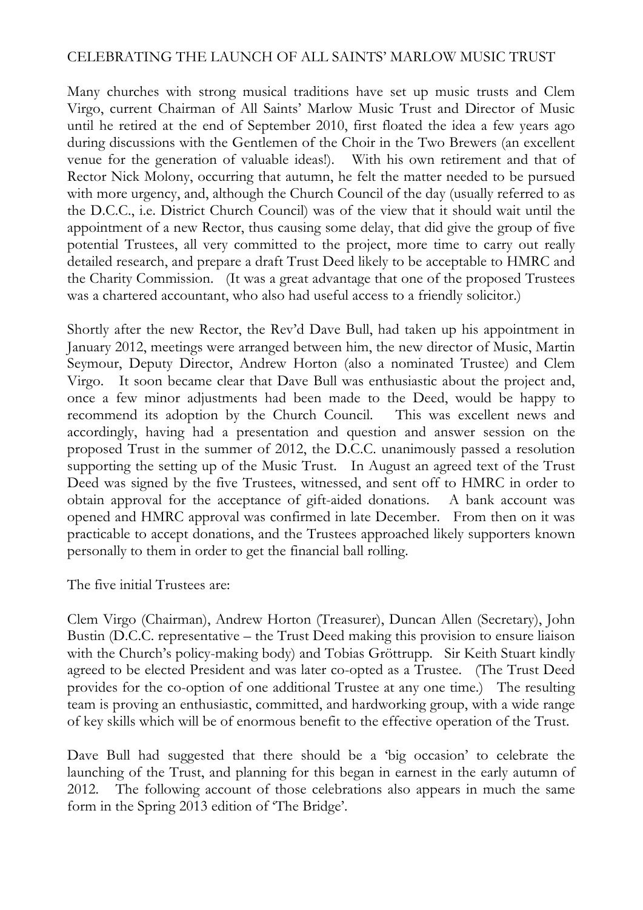# CELEBRATING THE LAUNCH OF ALL SAINTS' MARLOW MUSIC TRUST

Many churches with strong musical traditions have set up music trusts and Clem Virgo, current Chairman of All Saints' Marlow Music Trust and Director of Music until he retired at the end of September 2010, first floated the idea a few years ago during discussions with the Gentlemen of the Choir in the Two Brewers (an excellent venue for the generation of valuable ideas!). With his own retirement and that of Rector Nick Molony, occurring that autumn, he felt the matter needed to be pursued with more urgency, and, although the Church Council of the day (usually referred to as the D.C.C., i.e. District Church Council) was of the view that it should wait until the appointment of a new Rector, thus causing some delay, that did give the group of five potential Trustees, all very committed to the project, more time to carry out really detailed research, and prepare a draft Trust Deed likely to be acceptable to HMRC and the Charity Commission. (It was a great advantage that one of the proposed Trustees was a chartered accountant, who also had useful access to a friendly solicitor.)

Shortly after the new Rector, the Rev'd Dave Bull, had taken up his appointment in January 2012, meetings were arranged between him, the new director of Music, Martin Seymour, Deputy Director, Andrew Horton (also a nominated Trustee) and Clem Virgo. It soon became clear that Dave Bull was enthusiastic about the project and, once a few minor adjustments had been made to the Deed, would be happy to recommend its adoption by the Church Council. This was excellent news and accordingly, having had a presentation and question and answer session on the proposed Trust in the summer of 2012, the D.C.C. unanimously passed a resolution supporting the setting up of the Music Trust. In August an agreed text of the Trust Deed was signed by the five Trustees, witnessed, and sent off to HMRC in order to obtain approval for the acceptance of gift-aided donations. A bank account was opened and HMRC approval was confirmed in late December. From then on it was practicable to accept donations, and the Trustees approached likely supporters known personally to them in order to get the financial ball rolling.

The five initial Trustees are:

Clem Virgo (Chairman), Andrew Horton (Treasurer), Duncan Allen (Secretary), John Bustin (D.C.C. representative – the Trust Deed making this provision to ensure liaison with the Church's policy-making body) and Tobias Gröttrupp. Sir Keith Stuart kindly agreed to be elected President and was later co-opted as a Trustee. (The Trust Deed provides for the co-option of one additional Trustee at any one time.) The resulting team is proving an enthusiastic, committed, and hardworking group, with a wide range of key skills which will be of enormous benefit to the effective operation of the Trust.

Dave Bull had suggested that there should be a 'big occasion' to celebrate the launching of the Trust, and planning for this began in earnest in the early autumn of 2012. The following account of those celebrations also appears in much the same form in the Spring 2013 edition of 'The Bridge'.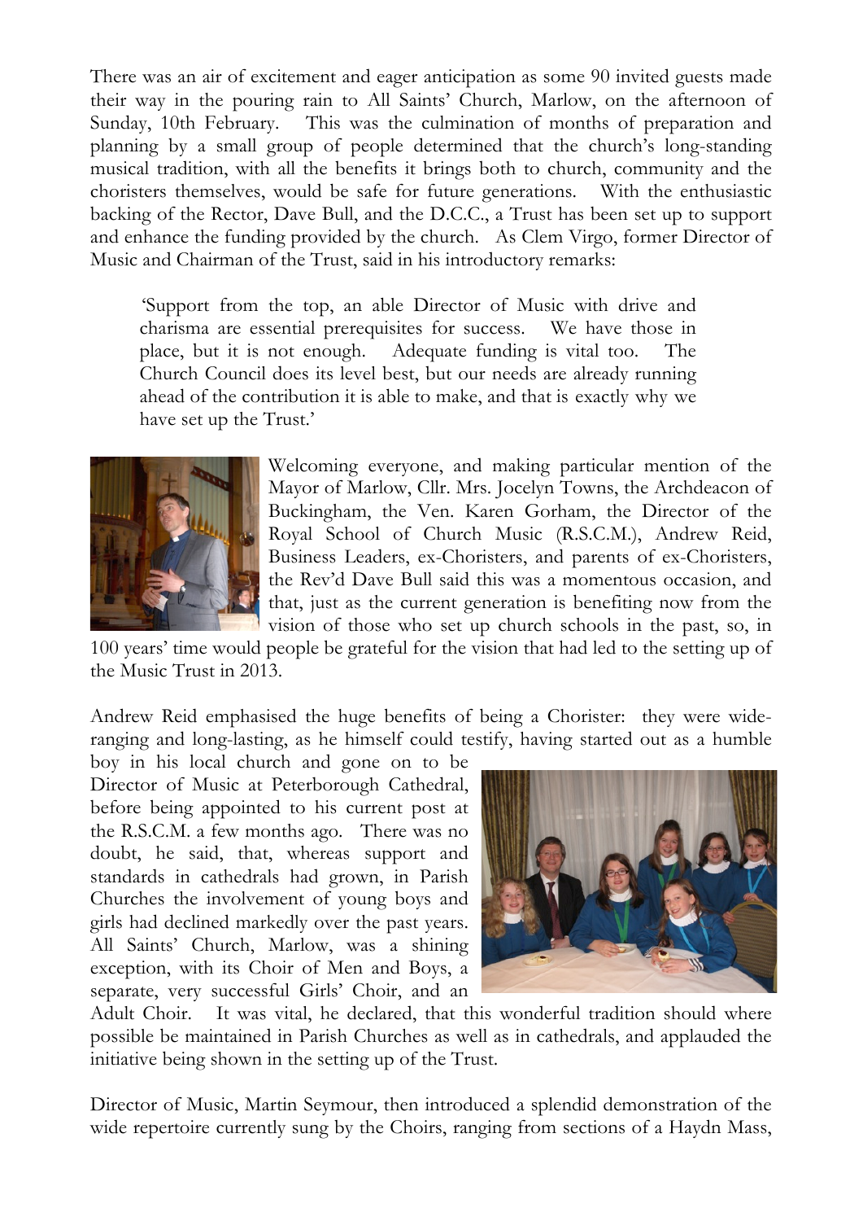There was an air of excitement and eager anticipation as some 90 invited guests made their way in the pouring rain to All Saints' Church, Marlow, on the afternoon of Sunday, 10th February. This was the culmination of months of preparation and planning by a small group of people determined that the church's long-standing musical tradition, with all the benefits it brings both to church, community and the choristers themselves, would be safe for future generations. With the enthusiastic backing of the Rector, Dave Bull, and the D.C.C., a Trust has been set up to support and enhance the funding provided by the church. As Clem Virgo, former Director of Music and Chairman of the Trust, said in his introductory remarks:

> 'Support from the top, an able Director of Music with drive and charisma are essential prerequisites for success. We have those in place, but it is not enough. Adequate funding is vital too. The Church Council does its level best, but our needs are already running ahead of the contribution it is able to make, and that is exactly why we have set up the Trust.'

Welcoming everyone, and making particular mention of the Mayor of Marlow, Cllr. Mrs. Jocelyn Towns, the Archdeacon of Buckingham, the Ven. Karen Gorham, the Director of the Royal School of Church Music (R.S.C.M.), Andrew Reid, Business Leaders, ex-Choristers, and parents of ex-Choristers, the Rev'd Dave Bull said this was a momentous occasion, and that, just as the current generation is benefiting now from the vision of those who set up church schools in the past, so, in 100 years' time would people be grateful for the vision that had led to the setting up of the Music Trust in 2013.

Andrew Reid emphasised the huge benefits of being a Chorister: they were wide-ranging and long-lasting, as he himself could testify, having started out as a humble boy in his local church and gone on to be Director of Music at Peterborough Cathedral, before being appointed to his current post at the R.S.C.M. a few months ago. There was no doubt, he said, that, whereas support and standards in cathedrals had grown, in Parish Churches the involvement of young boys and girls had declined markedly over the past years. All Saints' Church, Marlow, was a shining exception, with its Choir of Men and Boys, a separate, very successful Girls' Choir, and an Adult Choir. It was vital, he declared, that this wonderful tradition should where possible be maintained in Parish Churches as well as in cathedrals, and applauded the initiative being shown in the setting up of the Trust.

Director of Music, Martin Seymour, then introduced a splendid demonstration of the wide repertoire currently sung by the Choirs, ranging from sections of a Haydn Mass,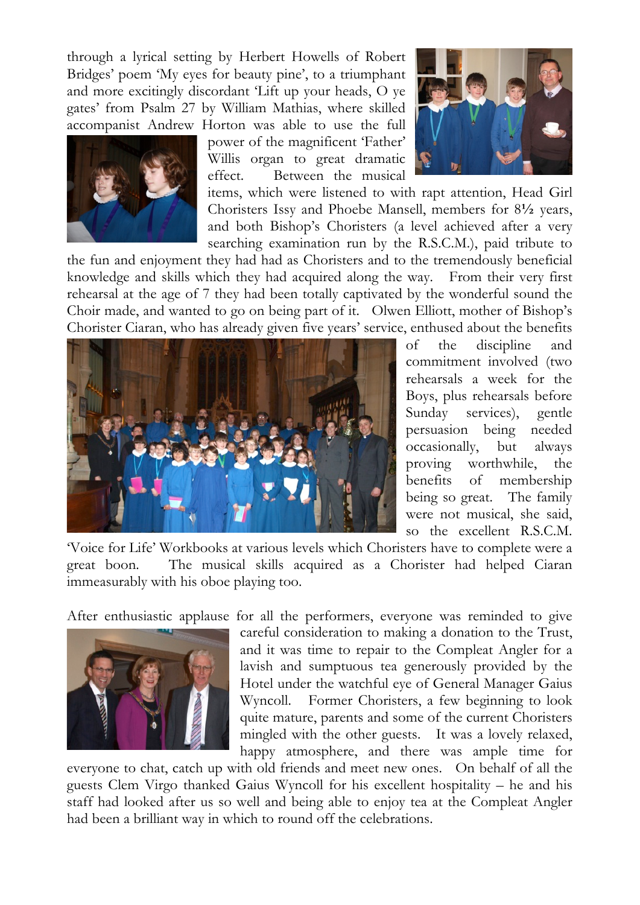through a lyrical setting by Herbert Howells of Robert Bridges' poem 'My eyes for beauty pine', to a triumphant and more excitingly discordant 'Lift up your heads, O ye gates' from Psalm 27 by William Mathias, where skilled accompanist Andrew Horton was able to use the full power of the magnificent 'Father' Willis organ to great dramatic effect. Between the musical items, which were listened to with rapt attention, Head Girl Choristers Issy and Phoebe Mansell, members for 8½ years, and both Bishop's Choristers (a level achieved after a very searching examination run by the R.S.C.M.), paid tribute to the fun and enjoyment they had had as Choristers and to the tremendously beneficial knowledge and skills which they had acquired along the way. From their very first rehearsal at the age of 7 they had been totally captivated by the wonderful sound the Choir made, and wanted to go on being part of it. Olwen Elliott, mother of Bishop's Chorister Ciaran, who has already given five years' service, enthused about the benefits of the discipline and commitment involved (two rehearsals a week for the Boys, plus rehearsals before Sunday services), gentle persuasion being needed occasionally, but always proving worthwhile, the benefits of membership being so great. The family were not musical, she said, so the excellent R.S.C.M. 'Voice for Life' Workbooks at various levels which Choristers have to complete were a great boon. The musical skills acquired as a Chorister had helped Ciaran immeasurably with his oboe playing too.

After enthusiastic applause for all the performers, everyone was reminded to give careful consideration to making a donation to the Trust, and it was time to repair to the Compleat Angler for a lavish and sumptuous tea generously provided by the Hotel under the watchful eye of General Manager Gaius Wyncoll. Former Choristers, a few beginning to look quite mature, parents and some of the current Choristers mingled with the other guests. It was a lovely relaxed, happy atmosphere, and there was ample time for everyone to chat, catch up with old friends and meet new ones. On behalf of all the guests Clem Virgo thanked Gaius Wyncoll for his excellent hospitality – he and his staff had looked after us so well and being able to enjoy tea at the Compleat Angler had been a brilliant way in which to round off the celebrations.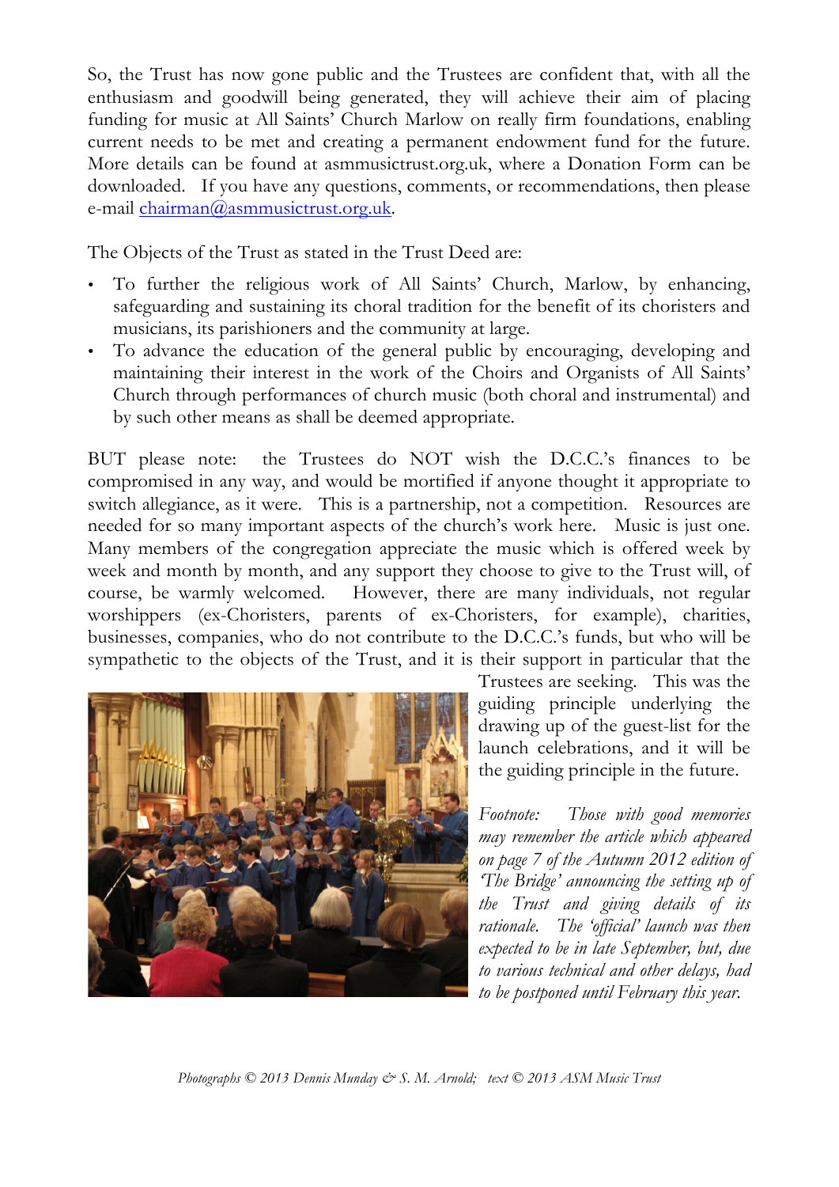So, the Trust has now gone public and the Trustees are confident that, with all the enthusiasm and goodwill being generated, they will achieve their aim of placing funding for music at All Saints' Church Marlow on really firm foundations, enabling current needs to be met and creating a permanent endowment fund for the future. More details can be found at asmmusictrust.org.uk, where a Donation Form can be downloaded. If you have any questions, comments, or recommendations, then please e-mail chairman@asmmusictrust.org.uk.

The Objects of the Trust as stated in the Trust Deed are:

- To further the religious work of All Saints' Church, Marlow, by enhancing, safeguarding and sustaining its choral tradition for the benefit of its choristers and musicians, its parishioners and the community at large.
- To advance the education of the general public by encouraging, developing and maintaining their interest in the work of the Choirs and Organists of All Saints' Church through performances of church music (both choral and instrumental) and by such other means as shall be deemed appropriate.

BUT please note: the Trustees do NOT wish the D.C.C.'s finances to be compromised in any way, and would be mortified if anyone thought it appropriate to switch allegiance, as it were. This is a partnership, not a competition. Resources are needed for so many important aspects of the church's work here. Music is just one. Many members of the congregation appreciate the music which is offered week by week and month by month, and any support they choose to give to the Trust will, of course, be warmly welcomed. However, there are many individuals, not regular worshippers (ex-Choristers, parents of ex-Choristers, for example), charities, businesses, companies, who do not contribute to the D.C.C.'s funds, but who will be sympathetic to the objects of the Trust, and it is their support in particular that the Trustees are seeking. This was the guiding principle underlying the drawing up of the guest-list for the launch celebrations, and it will be the guiding principle in the future.

*Footnote: Those with good memories may remember the article which appeared on page 7 of the Autumn 2012 edition of 'The Bridge' announcing the setting up of the Trust and giving details of its rationale. The 'official' launch was then expected to be in late September, but, due to various technical and other delays, had to be postponed until February this year.*

*Photographs © 2013 Dennis Munday & S. M. Arnold; text © 2013 ASM Music Trust*